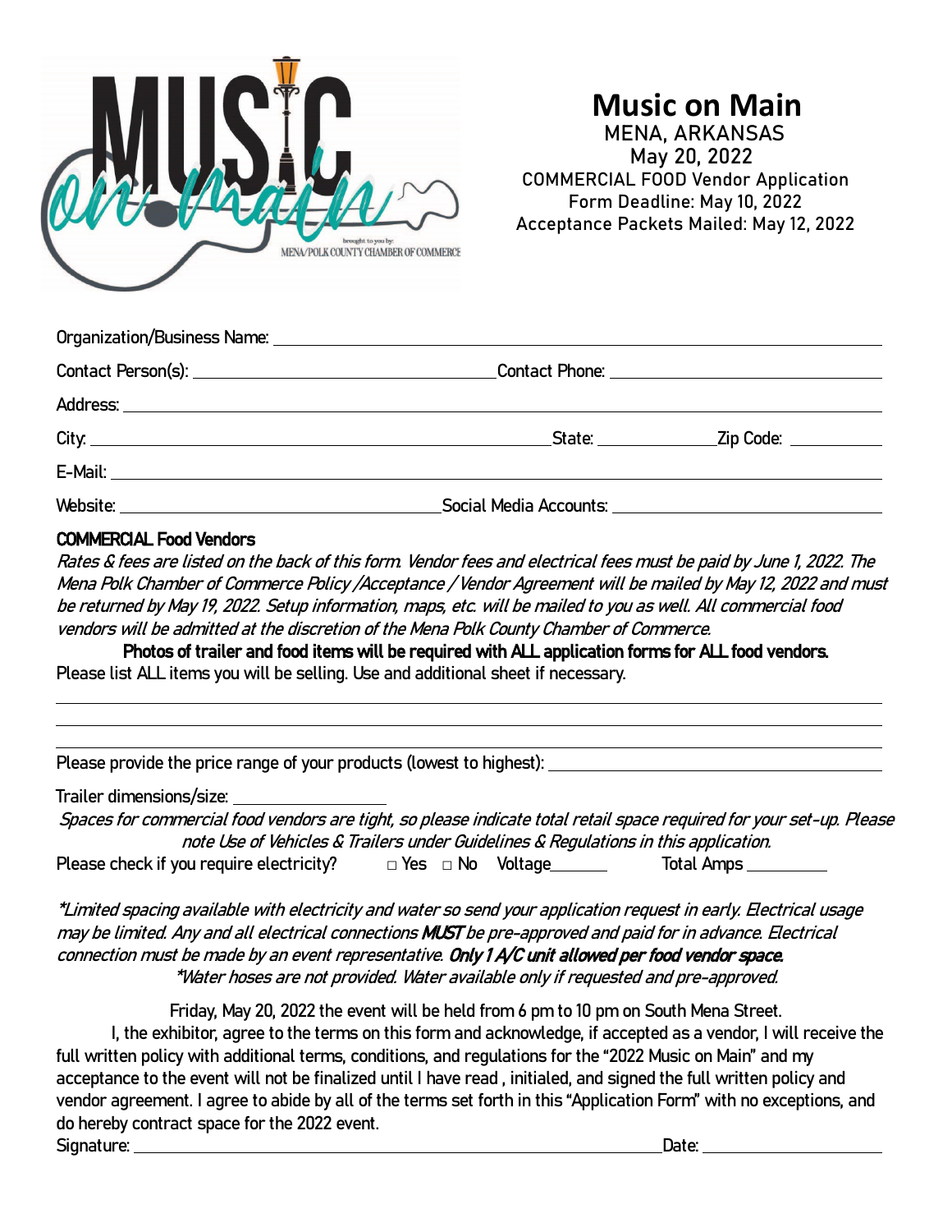# Music on Main

MENA, ARKANSAS
May 20, 2022
COMMERCIAL FOOD Vendor Application
Form Deadline: May 10, 2022
Acceptance Packets Mailed: May 12, 2022

Organization/Business Name: ______________________________

Contact Person(s): ______________________ Contact Phone: ______________________

Address: ______________________________

City: ______________________ State: __________ Zip Code: __________

E-Mail: ______________________________

Website: ______________________ Social Media Accounts: ______________________

**COMMERCIAL Food Vendors**

*Rates & fees are listed on the back of this form. Vendor fees and electrical fees must be paid by June 1, 2022. The Mena Polk Chamber of Commerce Policy /Acceptance / Vendor Agreement will be mailed by May 12, 2022 and must be returned by May 19, 2022. Setup information, maps, etc. will be mailed to you as well. All commercial food vendors will be admitted at the discretion of the Mena Polk County Chamber of Commerce.*

**Photos of trailer and food items will be required with ALL application forms for ALL food vendors.**

Please list ALL items you will be selling. Use and additional sheet if necessary.

______________________________

______________________________

______________________________

Please provide the price range of your products (lowest to highest): ______________________

Trailer dimensions/size: __________

*Spaces for commercial food vendors are tight, so please indicate total retail space required for your set-up. Please note Use of Vehicles & Trailers under Guidelines & Regulations in this application.*

Please check if you require electricity? □ Yes □ No Voltage______ Total Amps ________

*\*Limited spacing available with electricity and water so send your application request in early. Electrical usage may be limited. Any and all electrical connections **MUST** be pre-approved and paid for in advance. Electrical connection must be made by an event representative. **Only 1 A/C unit allowed per food vendor space.***

*\*Water hoses are not provided. Water available only if requested and pre-approved.*

Friday, May 20, 2022 the event will be held from 6 pm to 10 pm on South Mena Street.

I, the exhibitor, agree to the terms on this form and acknowledge, if accepted as a vendor, I will receive the full written policy with additional terms, conditions, and regulations for the "2022 Music on Main" and my acceptance to the event will not be finalized until I have read , initialed, and signed the full written policy and vendor agreement. I agree to abide by all of the terms set forth in this "Application Form" with no exceptions, and do hereby contract space for the 2022 event.

Signature: ______________________________ Date: ______________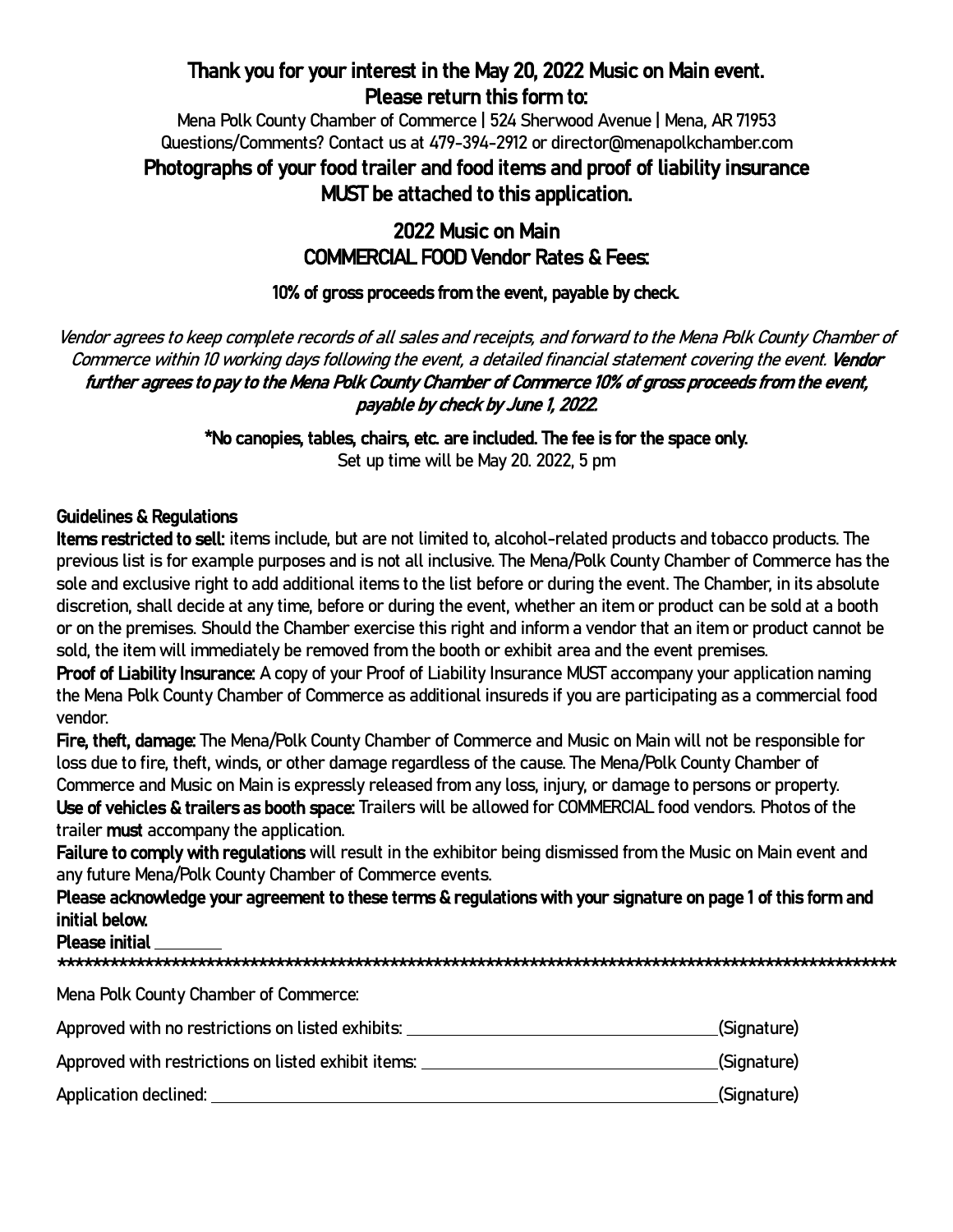## Thank you for your interest in the May 20, 2022 Music on Main event.
## Please return this form to:

Mena Polk County Chamber of Commerce | 524 Sherwood Avenue | Mena, AR 71953
Questions/Comments? Contact us at 479-394-2912 or director@menapolkchamber.com

**Photographs of your food trailer and food items and proof of liability insurance MUST be attached to this application.**

## 2022 Music on Main
## COMMERCIAL FOOD Vendor Rates & Fees:

**10% of gross proceeds from the event, payable by check.**

*Vendor agrees to keep complete records of all sales and receipts, and forward to the Mena Polk County Chamber of Commerce within 10 working days following the event, a detailed financial statement covering the event.* ***Vendor further agrees to pay to the Mena Polk County Chamber of Commerce 10% of gross proceeds from the event, payable by check by June 1, 2022.***

**\*No canopies, tables, chairs, etc. are included. The fee is for the space only.**
Set up time will be May 20. 2022, 5 pm

**Guidelines & Regulations**

**Items restricted to sell:** items include, but are not limited to, alcohol-related products and tobacco products. The previous list is for example purposes and is not all inclusive. The Mena/Polk County Chamber of Commerce has the sole and exclusive right to add additional items to the list before or during the event. The Chamber, in its absolute discretion, shall decide at any time, before or during the event, whether an item or product can be sold at a booth or on the premises. Should the Chamber exercise this right and inform a vendor that an item or product cannot be sold, the item will immediately be removed from the booth or exhibit area and the event premises.

**Proof of Liability Insurance:** A copy of your Proof of Liability Insurance MUST accompany your application naming the Mena Polk County Chamber of Commerce as additional insureds if you are participating as a commercial food vendor.

**Fire, theft, damage:** The Mena/Polk County Chamber of Commerce and Music on Main will not be responsible for loss due to fire, theft, winds, or other damage regardless of the cause. The Mena/Polk County Chamber of Commerce and Music on Main is expressly released from any loss, injury, or damage to persons or property.

**Use of vehicles & trailers as booth space:** Trailers will be allowed for COMMERCIAL food vendors. Photos of the trailer **must** accompany the application.

**Failure to comply with regulations** will result in the exhibitor being dismissed from the Music on Main event and any future Mena/Polk County Chamber of Commerce events.

**Please acknowledge your agreement to these terms & regulations with your signature on page 1 of this form and initial below.**

**Please initial** ________

****************************************************************************************************

Mena Polk County Chamber of Commerce:

Approved with no restrictions on listed exhibits: ______________________________(Signature)

Approved with restrictions on listed exhibit items: ______________________________(Signature)

Application declined: ______________________________________________(Signature)